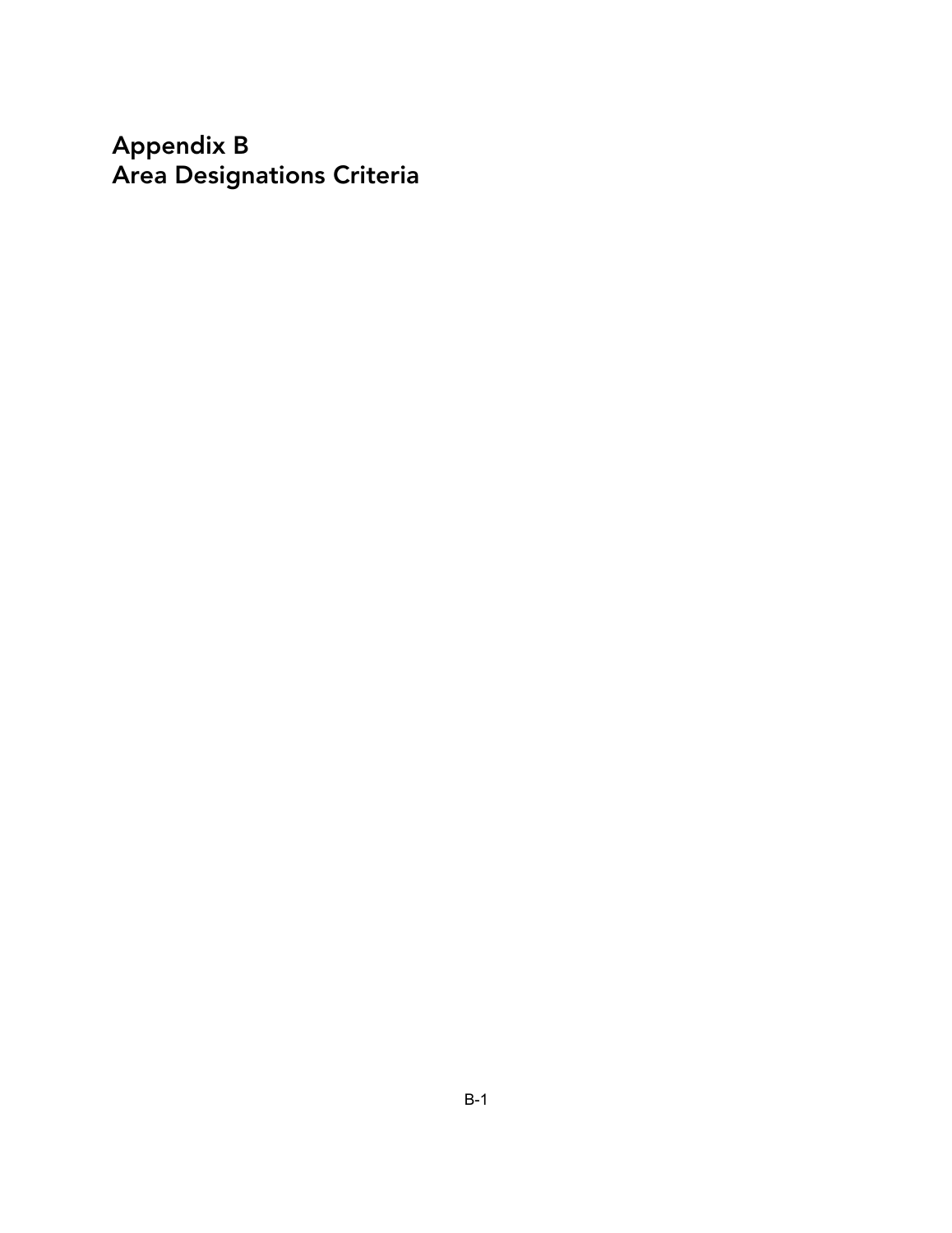# Appendix B
# Area Designations Criteria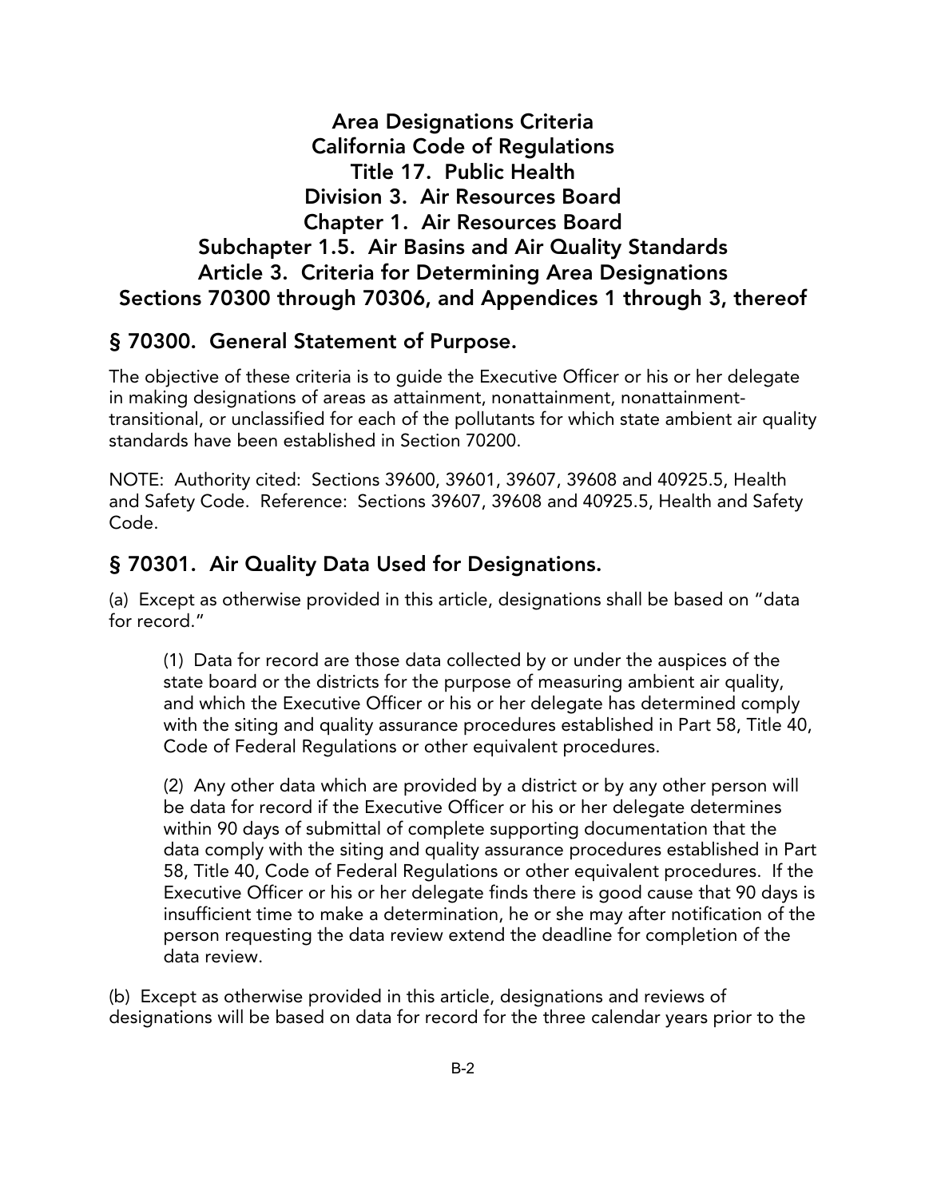# Area Designations Criteria
# California Code of Regulations
# Title 17. Public Health
# Division 3. Air Resources Board
# Chapter 1. Air Resources Board
# Subchapter 1.5. Air Basins and Air Quality Standards
# Article 3. Criteria for Determining Area Designations
# Sections 70300 through 70306, and Appendices 1 through 3, thereof

## § 70300. General Statement of Purpose.

The objective of these criteria is to guide the Executive Officer or his or her delegate in making designations of areas as attainment, nonattainment, nonattainment-transitional, or unclassified for each of the pollutants for which state ambient air quality standards have been established in Section 70200.

NOTE: Authority cited: Sections 39600, 39601, 39607, 39608 and 40925.5, Health and Safety Code. Reference: Sections 39607, 39608 and 40925.5, Health and Safety Code.

## § 70301. Air Quality Data Used for Designations.

(a) Except as otherwise provided in this article, designations shall be based on "data for record."

> (1) Data for record are those data collected by or under the auspices of the state board or the districts for the purpose of measuring ambient air quality, and which the Executive Officer or his or her delegate has determined comply with the siting and quality assurance procedures established in Part 58, Title 40, Code of Federal Regulations or other equivalent procedures.
>
> (2) Any other data which are provided by a district or by any other person will be data for record if the Executive Officer or his or her delegate determines within 90 days of submittal of complete supporting documentation that the data comply with the siting and quality assurance procedures established in Part 58, Title 40, Code of Federal Regulations or other equivalent procedures. If the Executive Officer or his or her delegate finds there is good cause that 90 days is insufficient time to make a determination, he or she may after notification of the person requesting the data review extend the deadline for completion of the data review.

(b) Except as otherwise provided in this article, designations and reviews of designations will be based on data for record for the three calendar years prior to the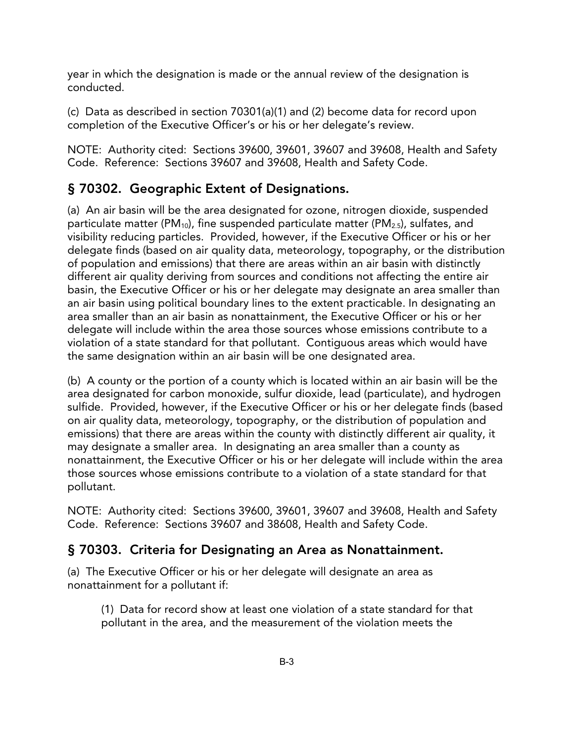year in which the designation is made or the annual review of the designation is conducted.

(c) Data as described in section 70301(a)(1) and (2) become data for record upon completion of the Executive Officer's or his or her delegate's review.

NOTE: Authority cited: Sections 39600, 39601, 39607 and 39608, Health and Safety Code. Reference: Sections 39607 and 39608, Health and Safety Code.

## § 70302. Geographic Extent of Designations.

(a) An air basin will be the area designated for ozone, nitrogen dioxide, suspended particulate matter ($PM_{10}$), fine suspended particulate matter ($PM_{2.5}$), sulfates, and visibility reducing particles. Provided, however, if the Executive Officer or his or her delegate finds (based on air quality data, meteorology, topography, or the distribution of population and emissions) that there are areas within an air basin with distinctly different air quality deriving from sources and conditions not affecting the entire air basin, the Executive Officer or his or her delegate may designate an area smaller than an air basin using political boundary lines to the extent practicable. In designating an area smaller than an air basin as nonattainment, the Executive Officer or his or her delegate will include within the area those sources whose emissions contribute to a violation of a state standard for that pollutant. Contiguous areas which would have the same designation within an air basin will be one designated area.

(b) A county or the portion of a county which is located within an air basin will be the area designated for carbon monoxide, sulfur dioxide, lead (particulate), and hydrogen sulfide. Provided, however, if the Executive Officer or his or her delegate finds (based on air quality data, meteorology, topography, or the distribution of population and emissions) that there are areas within the county with distinctly different air quality, it may designate a smaller area. In designating an area smaller than a county as nonattainment, the Executive Officer or his or her delegate will include within the area those sources whose emissions contribute to a violation of a state standard for that pollutant.

NOTE: Authority cited: Sections 39600, 39601, 39607 and 39608, Health and Safety Code. Reference: Sections 39607 and 38608, Health and Safety Code.

## § 70303. Criteria for Designating an Area as Nonattainment.

(a) The Executive Officer or his or her delegate will designate an area as nonattainment for a pollutant if:

(1) Data for record show at least one violation of a state standard for that pollutant in the area, and the measurement of the violation meets the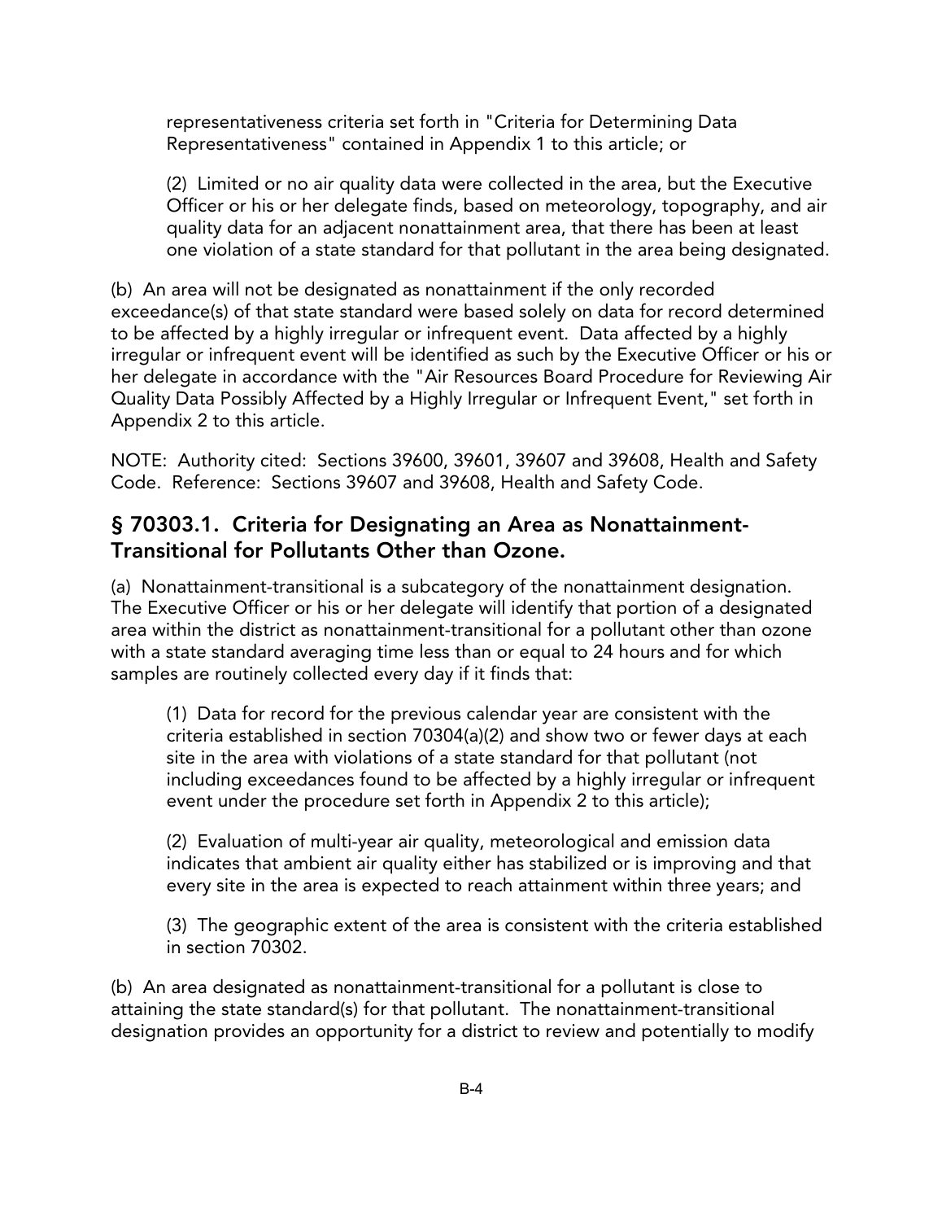representativeness criteria set forth in "Criteria for Determining Data Representativeness" contained in Appendix 1 to this article; or

(2) Limited or no air quality data were collected in the area, but the Executive Officer or his or her delegate finds, based on meteorology, topography, and air quality data for an adjacent nonattainment area, that there has been at least one violation of a state standard for that pollutant in the area being designated.

(b) An area will not be designated as nonattainment if the only recorded exceedance(s) of that state standard were based solely on data for record determined to be affected by a highly irregular or infrequent event. Data affected by a highly irregular or infrequent event will be identified as such by the Executive Officer or his or her delegate in accordance with the "Air Resources Board Procedure for Reviewing Air Quality Data Possibly Affected by a Highly Irregular or Infrequent Event," set forth in Appendix 2 to this article.

NOTE: Authority cited: Sections 39600, 39601, 39607 and 39608, Health and Safety Code. Reference: Sections 39607 and 39608, Health and Safety Code.

## § 70303.1. Criteria for Designating an Area as Nonattainment-Transitional for Pollutants Other than Ozone.

(a) Nonattainment-transitional is a subcategory of the nonattainment designation. The Executive Officer or his or her delegate will identify that portion of a designated area within the district as nonattainment-transitional for a pollutant other than ozone with a state standard averaging time less than or equal to 24 hours and for which samples are routinely collected every day if it finds that:

(1) Data for record for the previous calendar year are consistent with the criteria established in section 70304(a)(2) and show two or fewer days at each site in the area with violations of a state standard for that pollutant (not including exceedances found to be affected by a highly irregular or infrequent event under the procedure set forth in Appendix 2 to this article);

(2) Evaluation of multi-year air quality, meteorological and emission data indicates that ambient air quality either has stabilized or is improving and that every site in the area is expected to reach attainment within three years; and

(3) The geographic extent of the area is consistent with the criteria established in section 70302.

(b) An area designated as nonattainment-transitional for a pollutant is close to attaining the state standard(s) for that pollutant. The nonattainment-transitional designation provides an opportunity for a district to review and potentially to modify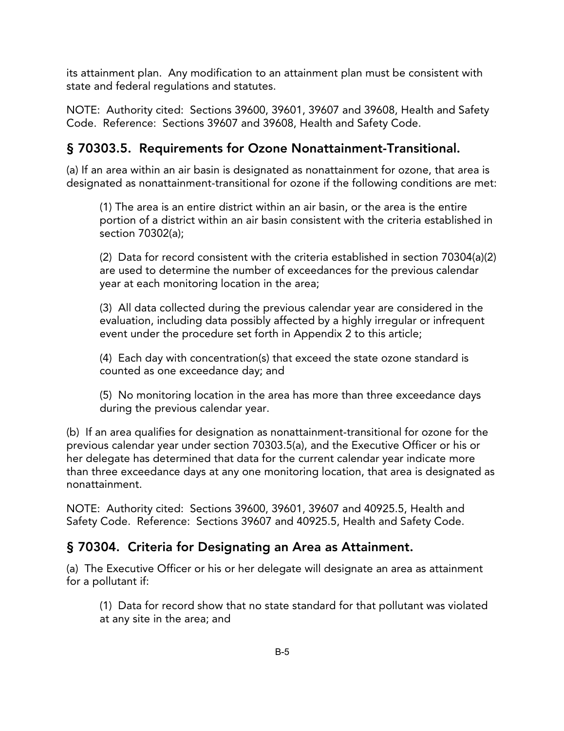its attainment plan. Any modification to an attainment plan must be consistent with state and federal regulations and statutes.

NOTE: Authority cited: Sections 39600, 39601, 39607 and 39608, Health and Safety Code. Reference: Sections 39607 and 39608, Health and Safety Code.

## § 70303.5. Requirements for Ozone Nonattainment-Transitional.

(a) If an area within an air basin is designated as nonattainment for ozone, that area is designated as nonattainment-transitional for ozone if the following conditions are met:

(1) The area is an entire district within an air basin, or the area is the entire portion of a district within an air basin consistent with the criteria established in section 70302(a);

(2) Data for record consistent with the criteria established in section 70304(a)(2) are used to determine the number of exceedances for the previous calendar year at each monitoring location in the area;

(3) All data collected during the previous calendar year are considered in the evaluation, including data possibly affected by a highly irregular or infrequent event under the procedure set forth in Appendix 2 to this article;

(4) Each day with concentration(s) that exceed the state ozone standard is counted as one exceedance day; and

(5) No monitoring location in the area has more than three exceedance days during the previous calendar year.

(b) If an area qualifies for designation as nonattainment-transitional for ozone for the previous calendar year under section 70303.5(a), and the Executive Officer or his or her delegate has determined that data for the current calendar year indicate more than three exceedance days at any one monitoring location, that area is designated as nonattainment.

NOTE: Authority cited: Sections 39600, 39601, 39607 and 40925.5, Health and Safety Code. Reference: Sections 39607 and 40925.5, Health and Safety Code.

## § 70304. Criteria for Designating an Area as Attainment.

(a) The Executive Officer or his or her delegate will designate an area as attainment for a pollutant if:

(1) Data for record show that no state standard for that pollutant was violated at any site in the area; and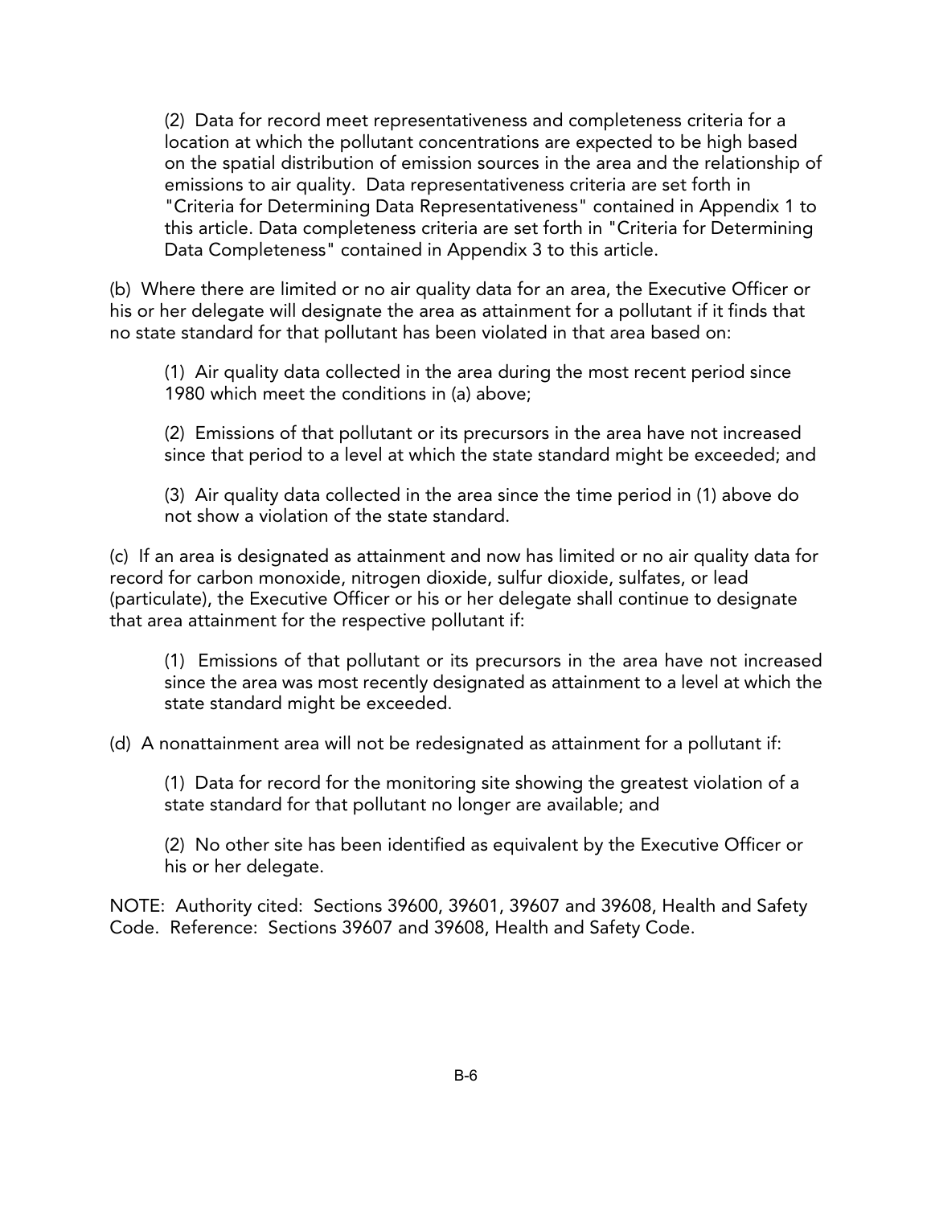(2) Data for record meet representativeness and completeness criteria for a location at which the pollutant concentrations are expected to be high based on the spatial distribution of emission sources in the area and the relationship of emissions to air quality. Data representativeness criteria are set forth in "Criteria for Determining Data Representativeness" contained in Appendix 1 to this article. Data completeness criteria are set forth in "Criteria for Determining Data Completeness" contained in Appendix 3 to this article.

(b) Where there are limited or no air quality data for an area, the Executive Officer or his or her delegate will designate the area as attainment for a pollutant if it finds that no state standard for that pollutant has been violated in that area based on:

(1) Air quality data collected in the area during the most recent period since 1980 which meet the conditions in (a) above;

(2) Emissions of that pollutant or its precursors in the area have not increased since that period to a level at which the state standard might be exceeded; and

(3) Air quality data collected in the area since the time period in (1) above do not show a violation of the state standard.

(c) If an area is designated as attainment and now has limited or no air quality data for record for carbon monoxide, nitrogen dioxide, sulfur dioxide, sulfates, or lead (particulate), the Executive Officer or his or her delegate shall continue to designate that area attainment for the respective pollutant if:

(1) Emissions of that pollutant or its precursors in the area have not increased since the area was most recently designated as attainment to a level at which the state standard might be exceeded.

(d) A nonattainment area will not be redesignated as attainment for a pollutant if:

(1) Data for record for the monitoring site showing the greatest violation of a state standard for that pollutant no longer are available; and

(2) No other site has been identified as equivalent by the Executive Officer or his or her delegate.

NOTE: Authority cited: Sections 39600, 39601, 39607 and 39608, Health and Safety Code. Reference: Sections 39607 and 39608, Health and Safety Code.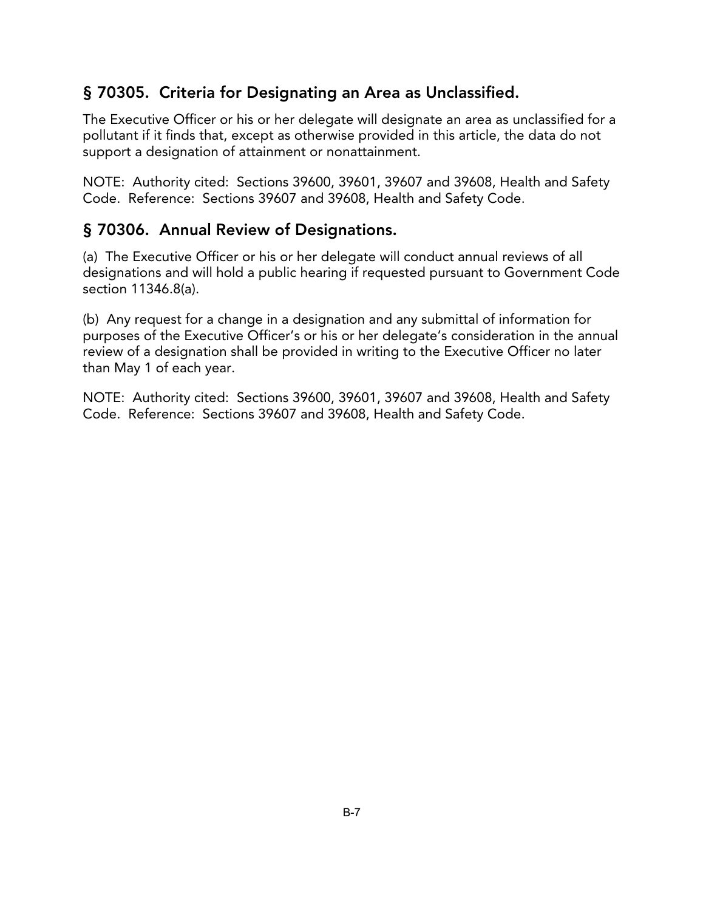## § 70305. Criteria for Designating an Area as Unclassified.

The Executive Officer or his or her delegate will designate an area as unclassified for a pollutant if it finds that, except as otherwise provided in this article, the data do not support a designation of attainment or nonattainment.

NOTE: Authority cited: Sections 39600, 39601, 39607 and 39608, Health and Safety Code. Reference: Sections 39607 and 39608, Health and Safety Code.

## § 70306. Annual Review of Designations.

(a) The Executive Officer or his or her delegate will conduct annual reviews of all designations and will hold a public hearing if requested pursuant to Government Code section 11346.8(a).

(b) Any request for a change in a designation and any submittal of information for purposes of the Executive Officer's or his or her delegate's consideration in the annual review of a designation shall be provided in writing to the Executive Officer no later than May 1 of each year.

NOTE: Authority cited: Sections 39600, 39601, 39607 and 39608, Health and Safety Code. Reference: Sections 39607 and 39608, Health and Safety Code.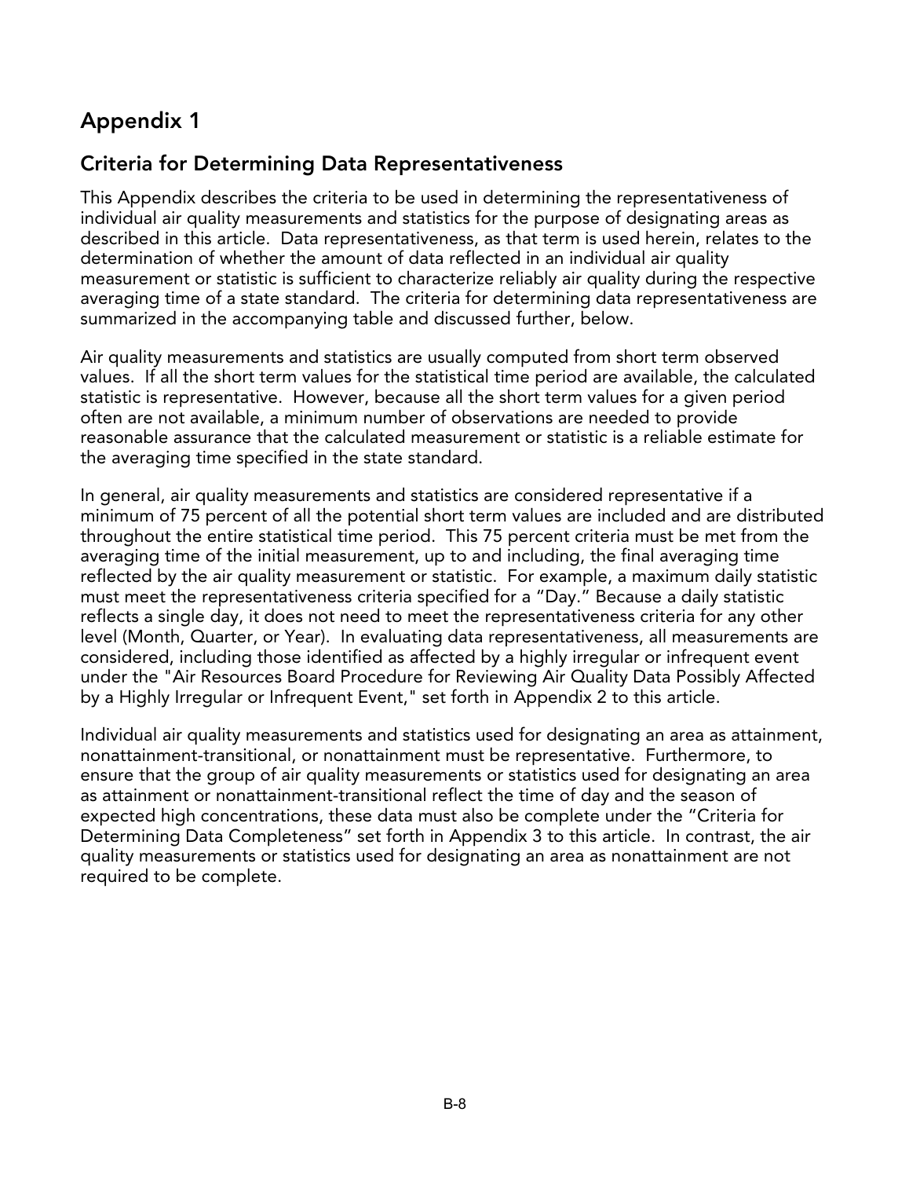# Appendix 1

## Criteria for Determining Data Representativeness

This Appendix describes the criteria to be used in determining the representativeness of individual air quality measurements and statistics for the purpose of designating areas as described in this article. Data representativeness, as that term is used herein, relates to the determination of whether the amount of data reflected in an individual air quality measurement or statistic is sufficient to characterize reliably air quality during the respective averaging time of a state standard. The criteria for determining data representativeness are summarized in the accompanying table and discussed further, below.

Air quality measurements and statistics are usually computed from short term observed values. If all the short term values for the statistical time period are available, the calculated statistic is representative. However, because all the short term values for a given period often are not available, a minimum number of observations are needed to provide reasonable assurance that the calculated measurement or statistic is a reliable estimate for the averaging time specified in the state standard.

In general, air quality measurements and statistics are considered representative if a minimum of 75 percent of all the potential short term values are included and are distributed throughout the entire statistical time period. This 75 percent criteria must be met from the averaging time of the initial measurement, up to and including, the final averaging time reflected by the air quality measurement or statistic. For example, a maximum daily statistic must meet the representativeness criteria specified for a "Day." Because a daily statistic reflects a single day, it does not need to meet the representativeness criteria for any other level (Month, Quarter, or Year). In evaluating data representativeness, all measurements are considered, including those identified as affected by a highly irregular or infrequent event under the "Air Resources Board Procedure for Reviewing Air Quality Data Possibly Affected by a Highly Irregular or Infrequent Event," set forth in Appendix 2 to this article.

Individual air quality measurements and statistics used for designating an area as attainment, nonattainment-transitional, or nonattainment must be representative. Furthermore, to ensure that the group of air quality measurements or statistics used for designating an area as attainment or nonattainment-transitional reflect the time of day and the season of expected high concentrations, these data must also be complete under the "Criteria for Determining Data Completeness" set forth in Appendix 3 to this article. In contrast, the air quality measurements or statistics used for designating an area as nonattainment are not required to be complete.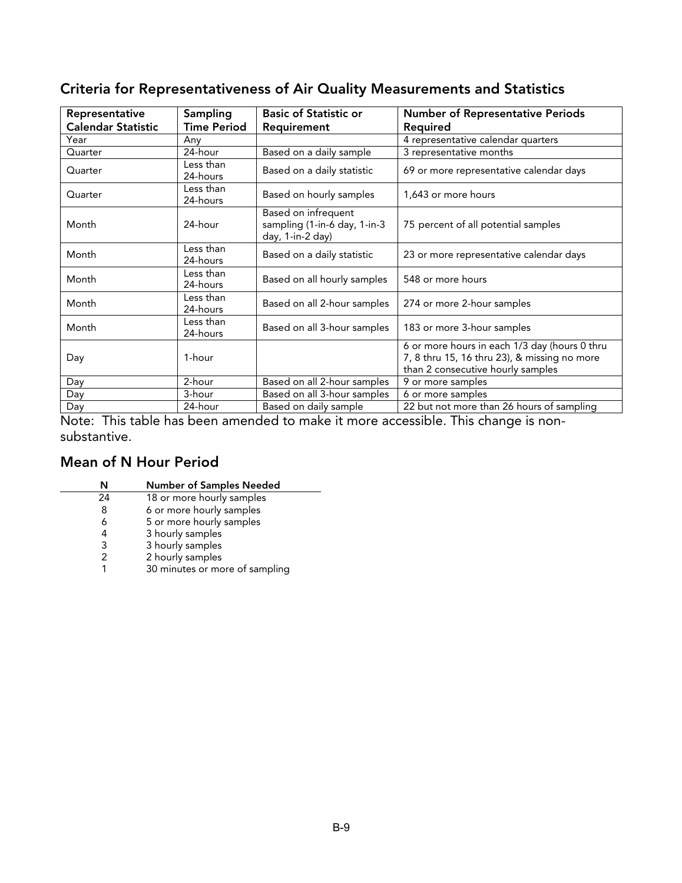## Criteria for Representativeness of Air Quality Measurements and Statistics

| Representative Calendar Statistic | Sampling Time Period | Basic of Statistic or Requirement | Number of Representative Periods Required |
|---|---|---|---|
| Year | Any | | 4 representative calendar quarters |
| Quarter | 24-hour | Based on a daily sample | 3 representative months |
| Quarter | Less than 24-hours | Based on a daily statistic | 69 or more representative calendar days |
| Quarter | Less than 24-hours | Based on hourly samples | 1,643 or more hours |
| Month | 24-hour | Based on infrequent sampling (1-in-6 day, 1-in-3 day, 1-in-2 day) | 75 percent of all potential samples |
| Month | Less than 24-hours | Based on a daily statistic | 23 or more representative calendar days |
| Month | Less than 24-hours | Based on all hourly samples | 548 or more hours |
| Month | Less than 24-hours | Based on all 2-hour samples | 274 or more 2-hour samples |
| Month | Less than 24-hours | Based on all 3-hour samples | 183 or more 3-hour samples |
| Day | 1-hour | | 6 or more hours in each 1/3 day (hours 0 thru 7, 8 thru 15, 16 thru 23), & missing no more than 2 consecutive hourly samples |
| Day | 2-hour | Based on all 2-hour samples | 9 or more samples |
| Day | 3-hour | Based on all 3-hour samples | 6 or more samples |
| Day | 24-hour | Based on daily sample | 22 but not more than 26 hours of sampling |

Note: This table has been amended to make it more accessible. This change is non-substantive.

## Mean of N Hour Period

| N | Number of Samples Needed |
|---|---|
| 24 | 18 or more hourly samples |
| 8 | 6 or more hourly samples |
| 6 | 5 or more hourly samples |
| 4 | 3 hourly samples |
| 3 | 3 hourly samples |
| 2 | 2 hourly samples |
| 1 | 30 minutes or more of sampling |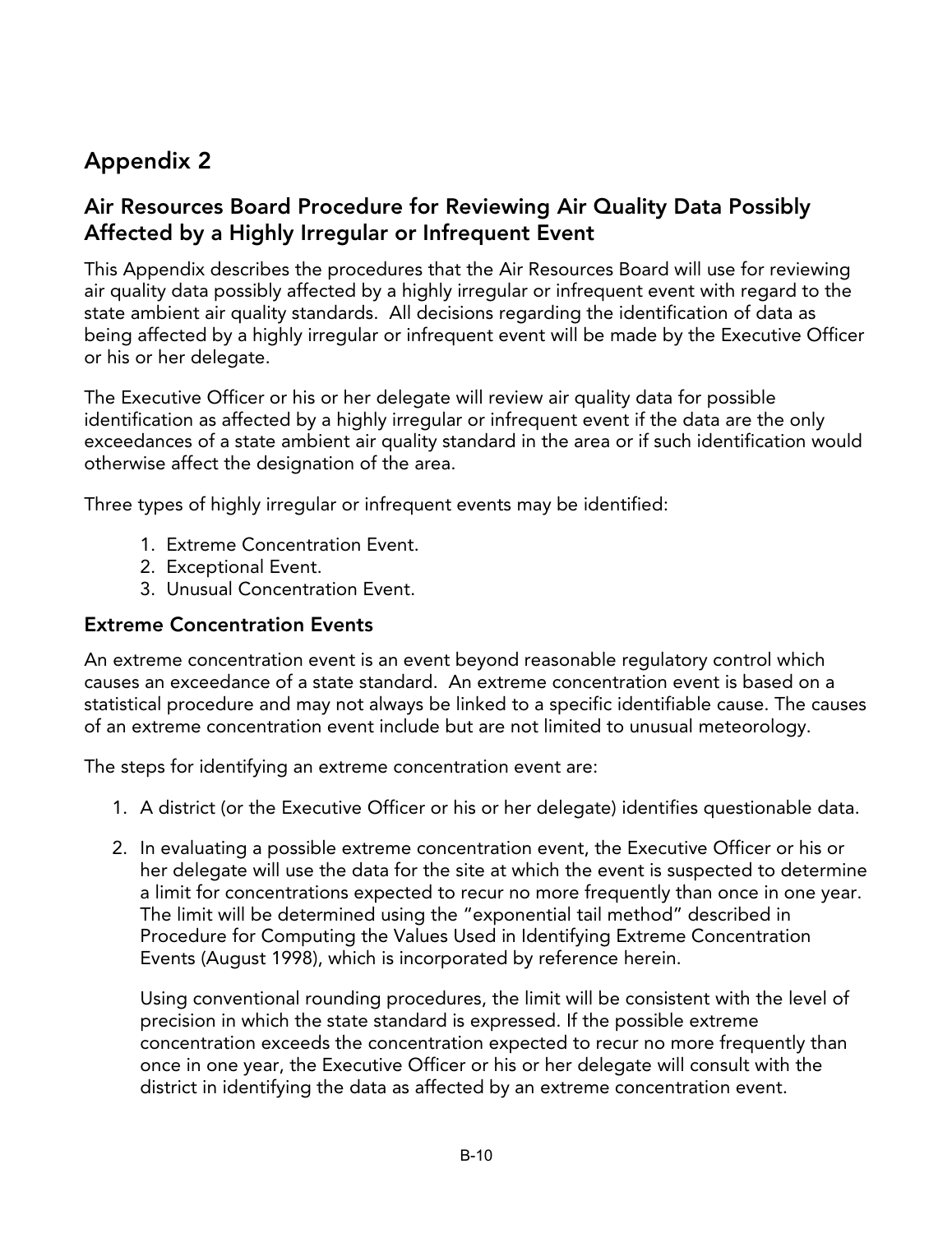# Appendix 2

## Air Resources Board Procedure for Reviewing Air Quality Data Possibly Affected by a Highly Irregular or Infrequent Event

This Appendix describes the procedures that the Air Resources Board will use for reviewing air quality data possibly affected by a highly irregular or infrequent event with regard to the state ambient air quality standards. All decisions regarding the identification of data as being affected by a highly irregular or infrequent event will be made by the Executive Officer or his or her delegate.

The Executive Officer or his or her delegate will review air quality data for possible identification as affected by a highly irregular or infrequent event if the data are the only exceedances of a state ambient air quality standard in the area or if such identification would otherwise affect the designation of the area.

Three types of highly irregular or infrequent events may be identified:

1. Extreme Concentration Event.
2. Exceptional Event.
3. Unusual Concentration Event.

### Extreme Concentration Events

An extreme concentration event is an event beyond reasonable regulatory control which causes an exceedance of a state standard. An extreme concentration event is based on a statistical procedure and may not always be linked to a specific identifiable cause. The causes of an extreme concentration event include but are not limited to unusual meteorology.

The steps for identifying an extreme concentration event are:

1. A district (or the Executive Officer or his or her delegate) identifies questionable data.

2. In evaluating a possible extreme concentration event, the Executive Officer or his or her delegate will use the data for the site at which the event is suspected to determine a limit for concentrations expected to recur no more frequently than once in one year. The limit will be determined using the "exponential tail method" described in Procedure for Computing the Values Used in Identifying Extreme Concentration Events (August 1998), which is incorporated by reference herein.

   Using conventional rounding procedures, the limit will be consistent with the level of precision in which the state standard is expressed. If the possible extreme concentration exceeds the concentration expected to recur no more frequently than once in one year, the Executive Officer or his or her delegate will consult with the district in identifying the data as affected by an extreme concentration event.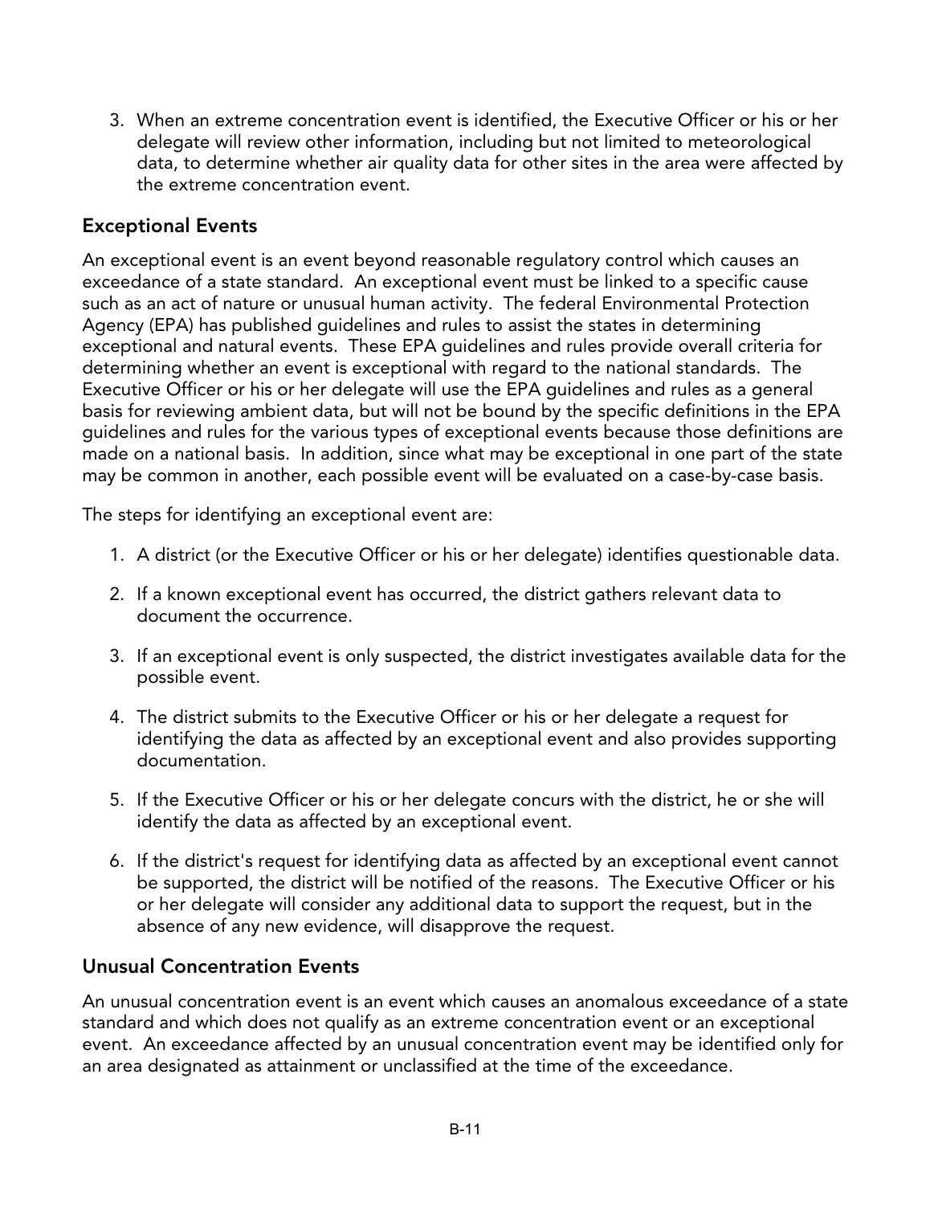3. When an extreme concentration event is identified, the Executive Officer or his or her delegate will review other information, including but not limited to meteorological data, to determine whether air quality data for other sites in the area were affected by the extreme concentration event.

## Exceptional Events

An exceptional event is an event beyond reasonable regulatory control which causes an exceedance of a state standard. An exceptional event must be linked to a specific cause such as an act of nature or unusual human activity. The federal Environmental Protection Agency (EPA) has published guidelines and rules to assist the states in determining exceptional and natural events. These EPA guidelines and rules provide overall criteria for determining whether an event is exceptional with regard to the national standards. The Executive Officer or his or her delegate will use the EPA guidelines and rules as a general basis for reviewing ambient data, but will not be bound by the specific definitions in the EPA guidelines and rules for the various types of exceptional events because those definitions are made on a national basis. In addition, since what may be exceptional in one part of the state may be common in another, each possible event will be evaluated on a case-by-case basis.

The steps for identifying an exceptional event are:

1. A district (or the Executive Officer or his or her delegate) identifies questionable data.
2. If a known exceptional event has occurred, the district gathers relevant data to document the occurrence.
3. If an exceptional event is only suspected, the district investigates available data for the possible event.
4. The district submits to the Executive Officer or his or her delegate a request for identifying the data as affected by an exceptional event and also provides supporting documentation.
5. If the Executive Officer or his or her delegate concurs with the district, he or she will identify the data as affected by an exceptional event.
6. If the district's request for identifying data as affected by an exceptional event cannot be supported, the district will be notified of the reasons. The Executive Officer or his or her delegate will consider any additional data to support the request, but in the absence of any new evidence, will disapprove the request.

## Unusual Concentration Events

An unusual concentration event is an event which causes an anomalous exceedance of a state standard and which does not qualify as an extreme concentration event or an exceptional event. An exceedance affected by an unusual concentration event may be identified only for an area designated as attainment or unclassified at the time of the exceedance.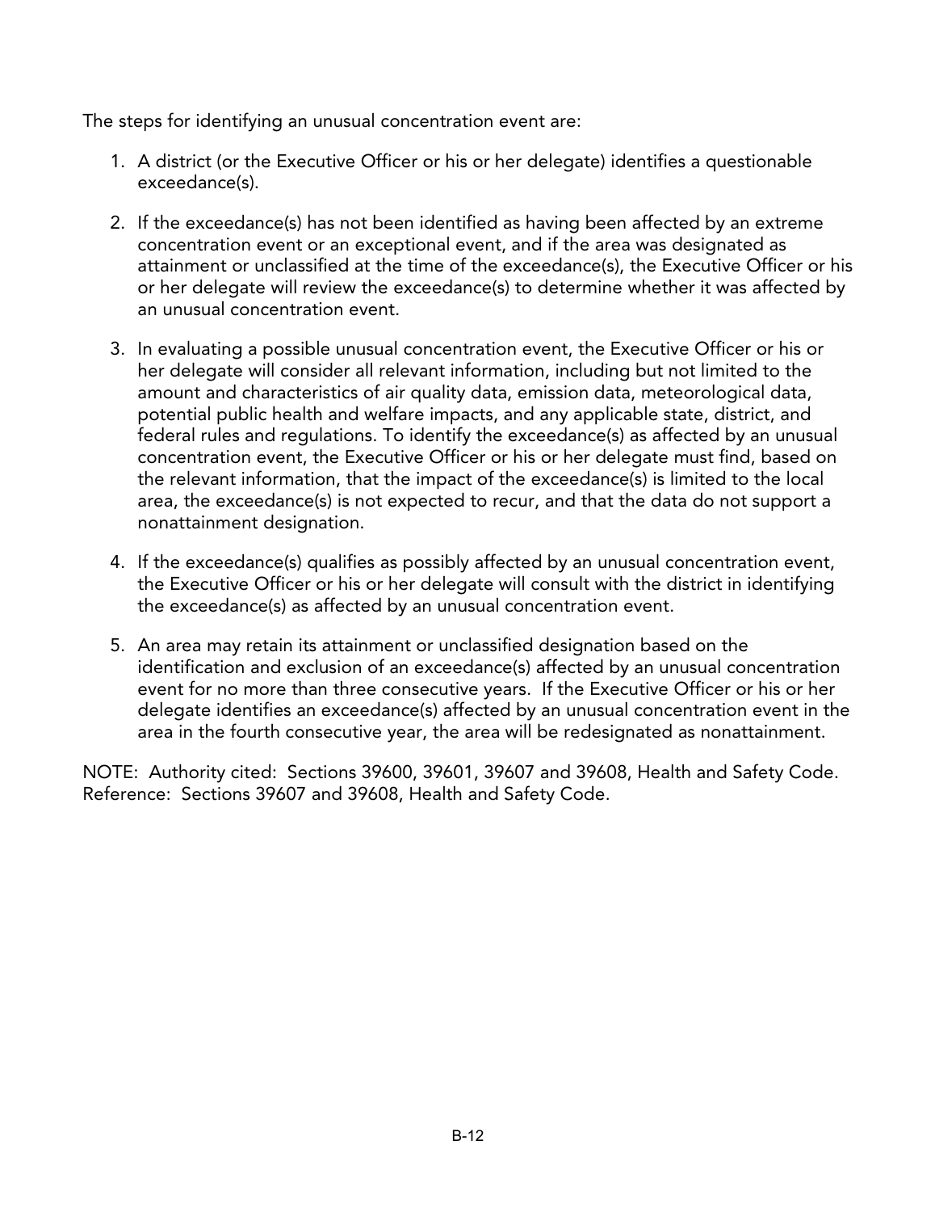The steps for identifying an unusual concentration event are:

1. A district (or the Executive Officer or his or her delegate) identifies a questionable exceedance(s).

2. If the exceedance(s) has not been identified as having been affected by an extreme concentration event or an exceptional event, and if the area was designated as attainment or unclassified at the time of the exceedance(s), the Executive Officer or his or her delegate will review the exceedance(s) to determine whether it was affected by an unusual concentration event.

3. In evaluating a possible unusual concentration event, the Executive Officer or his or her delegate will consider all relevant information, including but not limited to the amount and characteristics of air quality data, emission data, meteorological data, potential public health and welfare impacts, and any applicable state, district, and federal rules and regulations. To identify the exceedance(s) as affected by an unusual concentration event, the Executive Officer or his or her delegate must find, based on the relevant information, that the impact of the exceedance(s) is limited to the local area, the exceedance(s) is not expected to recur, and that the data do not support a nonattainment designation.

4. If the exceedance(s) qualifies as possibly affected by an unusual concentration event, the Executive Officer or his or her delegate will consult with the district in identifying the exceedance(s) as affected by an unusual concentration event.

5. An area may retain its attainment or unclassified designation based on the identification and exclusion of an exceedance(s) affected by an unusual concentration event for no more than three consecutive years. If the Executive Officer or his or her delegate identifies an exceedance(s) affected by an unusual concentration event in the area in the fourth consecutive year, the area will be redesignated as nonattainment.

NOTE: Authority cited: Sections 39600, 39601, 39607 and 39608, Health and Safety Code. Reference: Sections 39607 and 39608, Health and Safety Code.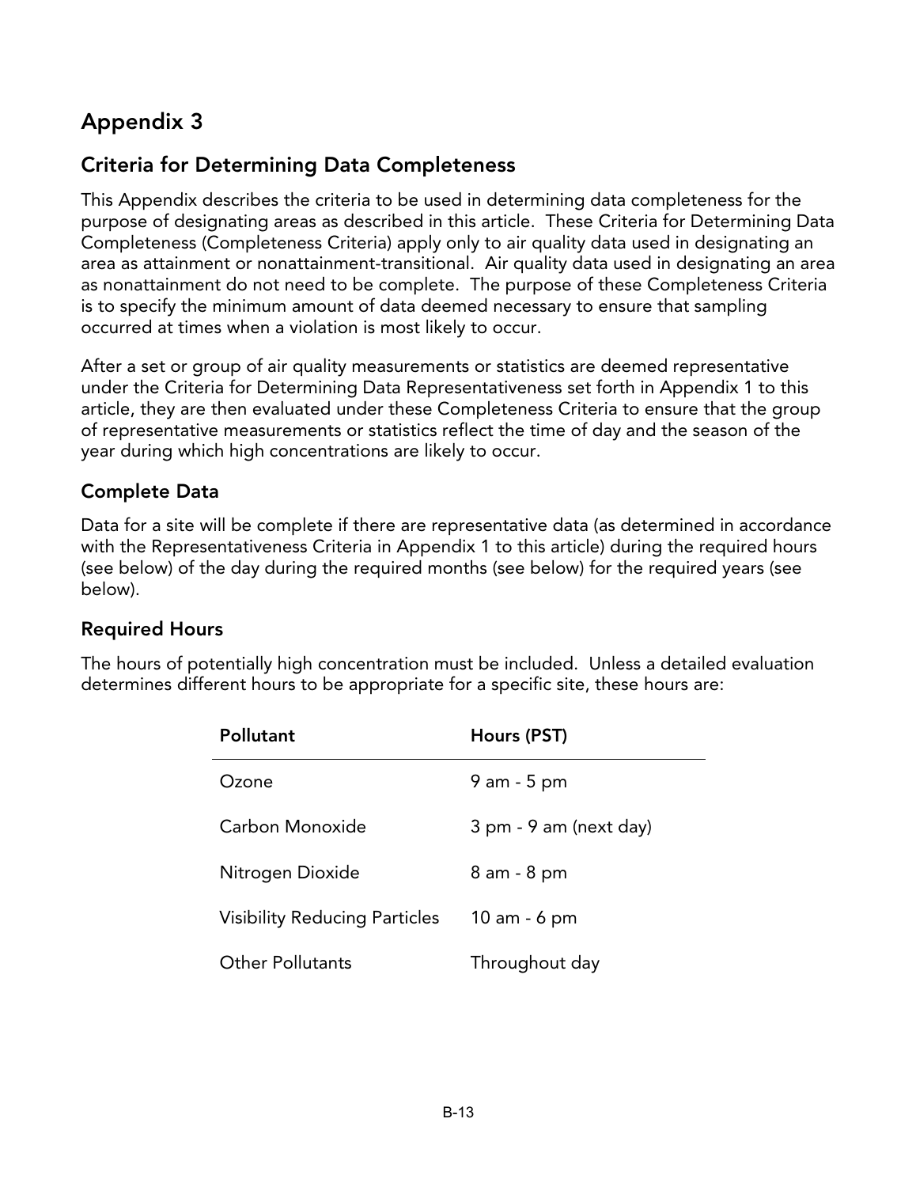# Appendix 3

## Criteria for Determining Data Completeness

This Appendix describes the criteria to be used in determining data completeness for the purpose of designating areas as described in this article. These Criteria for Determining Data Completeness (Completeness Criteria) apply only to air quality data used in designating an area as attainment or nonattainment-transitional. Air quality data used in designating an area as nonattainment do not need to be complete. The purpose of these Completeness Criteria is to specify the minimum amount of data deemed necessary to ensure that sampling occurred at times when a violation is most likely to occur.

After a set or group of air quality measurements or statistics are deemed representative under the Criteria for Determining Data Representativeness set forth in Appendix 1 to this article, they are then evaluated under these Completeness Criteria to ensure that the group of representative measurements or statistics reflect the time of day and the season of the year during which high concentrations are likely to occur.

### Complete Data

Data for a site will be complete if there are representative data (as determined in accordance with the Representativeness Criteria in Appendix 1 to this article) during the required hours (see below) of the day during the required months (see below) for the required years (see below).

### Required Hours

The hours of potentially high concentration must be included. Unless a detailed evaluation determines different hours to be appropriate for a specific site, these hours are:

| Pollutant | Hours (PST) |
|---|---|
| Ozone | 9 am - 5 pm |
| Carbon Monoxide | 3 pm - 9 am (next day) |
| Nitrogen Dioxide | 8 am - 8 pm |
| Visibility Reducing Particles | 10 am - 6 pm |
| Other Pollutants | Throughout day |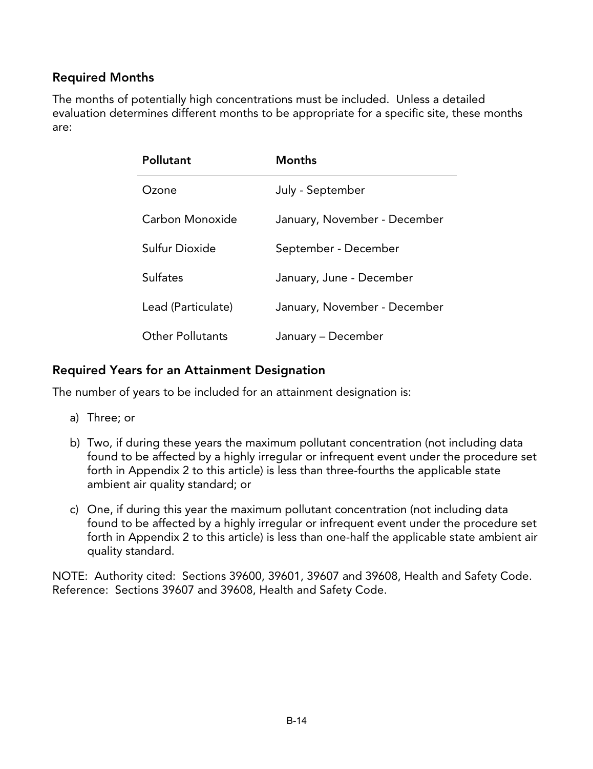## Required Months

The months of potentially high concentrations must be included. Unless a detailed evaluation determines different months to be appropriate for a specific site, these months are:

| Pollutant | Months |
|---|---|
| Ozone | July - September |
| Carbon Monoxide | January, November - December |
| Sulfur Dioxide | September - December |
| Sulfates | January, June - December |
| Lead (Particulate) | January, November - December |
| Other Pollutants | January – December |

## Required Years for an Attainment Designation

The number of years to be included for an attainment designation is:

a) Three; or

b) Two, if during these years the maximum pollutant concentration (not including data found to be affected by a highly irregular or infrequent event under the procedure set forth in Appendix 2 to this article) is less than three-fourths the applicable state ambient air quality standard; or

c) One, if during this year the maximum pollutant concentration (not including data found to be affected by a highly irregular or infrequent event under the procedure set forth in Appendix 2 to this article) is less than one-half the applicable state ambient air quality standard.

NOTE: Authority cited: Sections 39600, 39601, 39607 and 39608, Health and Safety Code. Reference: Sections 39607 and 39608, Health and Safety Code.